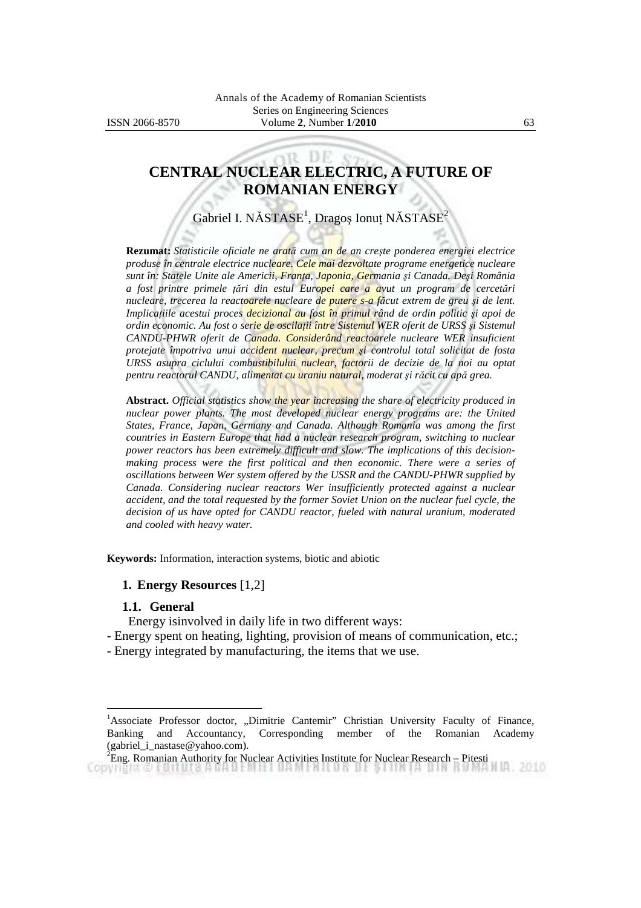# CENTRAL NUCLEAR ELECTRIC, A FUTURE OF ROMANIAN ENERGY

Gabriel I. NĂSTASE[1], Dragoş Ionuţ NĂSTASE[2]

**Rezumat:** *Statisticile oficiale ne arată cum an de an creşte ponderea energiei electrice produse în centrale electrice nucleare. Cele mai dezvoltate programe energetice nucleare sunt în: Statele Unite ale Americii, Franţa, Japonia, Germania şi Canada. Deşi România a fost printre primele ţări din estul Europei care a avut un program de cercetări nucleare, trecerea la reactoarele nucleare de putere s-a făcut extrem de greu şi de lent. Implicaţiile acestui proces decizional au fost în primul rând de ordin politic şi apoi de ordin economic. Au fost o serie de oscilaţii între Sistemul WER oferit de URSS şi Sistemul CANDU-PHWR oferit de Canada. Considerând reactoarele nucleare WER insuficient protejate împotriva unui accident nuclear, precum şi controlul total solicitat de fosta URSS asupra ciclului combustibilului nuclear, factorii de decizie de la noi au optat pentru reactorul CANDU, alimentat cu uraniu natural, moderat şi răcit cu apă grea.*

**Abstract.** *Official statistics show the year increasing the share of electricity produced in nuclear power plants. The most developed nuclear energy programs are: the United States, France, Japan, Germany and Canada. Although Romania was among the first countries in Eastern Europe that had a nuclear research program, switching to nuclear power reactors has been extremely difficult and slow. The implications of this decision-making process were the first political and then economic. There were a series of oscillations between Wer system offered by the USSR and the CANDU-PHWR supplied by Canada. Considering nuclear reactors Wer insufficiently protected against a nuclear accident, and the total requested by the former Soviet Union on the nuclear fuel cycle, the decision of us have opted for CANDU reactor, fueled with natural uranium, moderated and cooled with heavy water.*

**Keywords:** Information, interaction systems, biotic and abiotic

## 1. Energy Resources [1,2]

### 1.1. General

Energy isinvolved in daily life in two different ways:

- Energy spent on heating, lighting, provision of means of communication, etc.;
- Energy integrated by manufacturing, the items that we use.

---

[1]Associate Professor doctor, „Dimitrie Cantemir" Christian University Faculty of Finance, Banking and Accountancy, Corresponding member of the Romanian Academy (gabriel_i_nastase@yahoo.com).

[2]Eng. Romanian Authority for Nuclear Activities Institute for Nuclear Research – Pitesti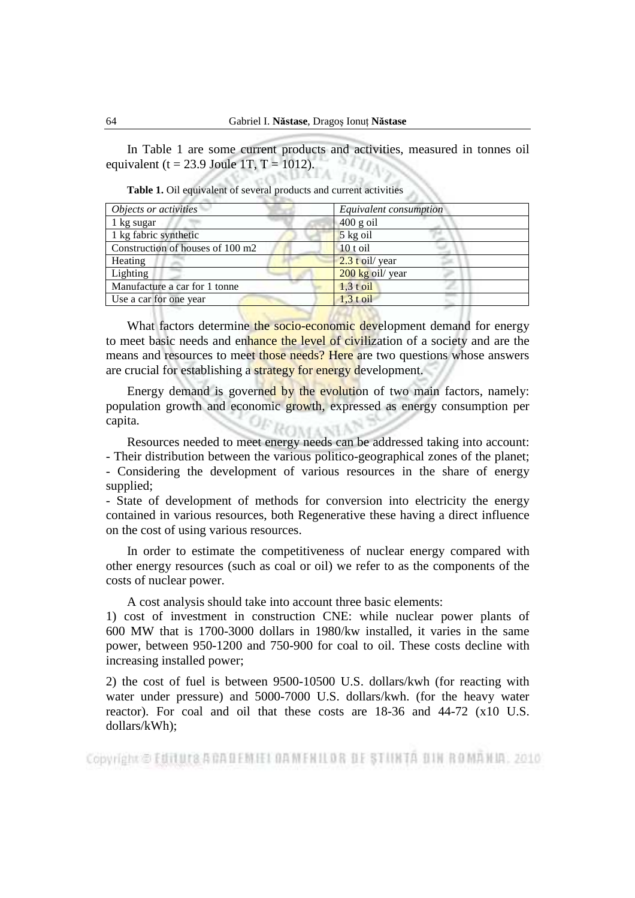In Table 1 are some current products and activities, measured in tonnes oil equivalent (t = 23.9 Joule 1T, T = 1012).

**Table 1.** Oil equivalent of several products and current activities

| *Objects or activities* | *Equivalent consumption* |
|---|---|
| 1 kg sugar | 400 g oil |
| 1 kg fabric synthetic | 5 kg oil |
| Construction of houses of 100 m2 | 10 t oil |
| Heating | 2.3 t oil/ year |
| Lighting | 200 kg oil/ year |
| Manufacture a car for 1 tonne | 1,3 t oil |
| Use a car for one year | 1,3 t oil |

What factors determine the socio-economic development demand for energy to meet basic needs and enhance the level of civilization of a society and are the means and resources to meet those needs? Here are two questions whose answers are crucial for establishing a strategy for energy development.

Energy demand is governed by the evolution of two main factors, namely: population growth and economic growth, expressed as energy consumption per capita.

Resources needed to meet energy needs can be addressed taking into account:
- Their distribution between the various politico-geographical zones of the planet;
- Considering the development of various resources in the share of energy supplied;
- State of development of methods for conversion into electricity the energy contained in various resources, both Regenerative these having a direct influence on the cost of using various resources.

In order to estimate the competitiveness of nuclear energy compared with other energy resources (such as coal or oil) we refer to as the components of the costs of nuclear power.

A cost analysis should take into account three basic elements:
1) cost of investment in construction CNE: while nuclear power plants of 600 MW that is 1700-3000 dollars in 1980/kw installed, it varies in the same power, between 950-1200 and 750-900 for coal to oil. These costs decline with increasing installed power;

2) the cost of fuel is between 9500-10500 U.S. dollars/kwh (for reacting with water under pressure) and 5000-7000 U.S. dollars/kwh. (for the heavy water reactor). For coal and oil that these costs are 18-36 and 44-72 (x10 U.S. dollars/kWh);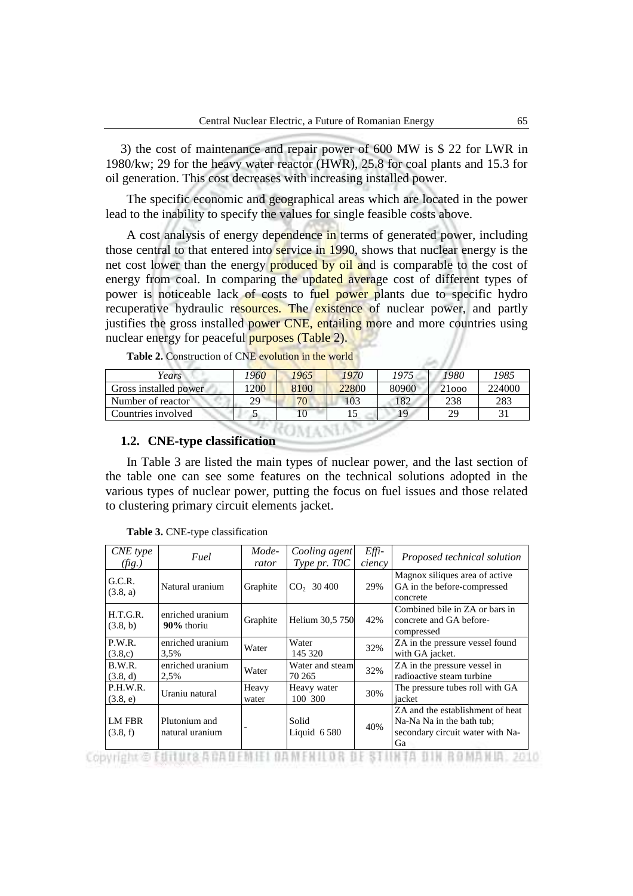3) the cost of maintenance and repair power of 600 MW is $ 22 for LWR in 1980/kw; 29 for the heavy water reactor (HWR), 25.8 for coal plants and 15.3 for oil generation. This cost decreases with increasing installed power.

The specific economic and geographical areas which are located in the power lead to the inability to specify the values for single feasible costs above.

A cost analysis of energy dependence in terms of generated power, including those central to that entered into service in 1990, shows that nuclear energy is the net cost lower than the energy produced by oil and is comparable to the cost of energy from coal. In comparing the updated average cost of different types of power is noticeable lack of costs to fuel power plants due to specific hydro recuperative hydraulic resources. The existence of nuclear power, and partly justifies the gross installed power CNE, entailing more and more countries using nuclear energy for peaceful purposes (Table 2).

**Table 2.** Construction of CNE evolution in the world

| *Years* | *1960* | *1965* | *1970* | *1975* | *1980* | *1985* |
|---|---|---|---|---|---|---|
| Gross installed power | 1200 | 8100 | 22800 | 80900 | 21ooo | 224000 |
| Number of reactor | 29 | 70 | 103 | 182 | 238 | 283 |
| Countries involved | 5 | 10 | 15 | 19 | 29 | 31 |

### 1.2. CNE-type classification

In Table 3 are listed the main types of nuclear power, and the last section of the table one can see some features on the technical solutions adopted in the various types of nuclear power, putting the focus on fuel issues and those related to clustering primary circuit elements jacket.

**Table 3.** CNE-type classification

| *CNE type (fig.)* | *Fuel* | *Mode-rator* | *Cooling agent Type pr. T0C* | *Effi-ciency* | *Proposed technical solution* |
|---|---|---|---|---|---|
| G.C.R. (3.8, a) | Natural uranium | Graphite | $CO_2$ 30 400 | 29% | Magnox siliques area of active GA in the before-compressed concrete |
| H.T.G.R. (3.8, b) | enriched uranium **90%** thoriu | Graphite | Helium 30,5 750 | 42% | Combined bile in ZA or bars in concrete and GA before-compressed |
| P.W.R. (3.8,c) | enriched uranium 3,5% | Water | Water 145 320 | 32% | ZA in the pressure vessel found with GA jacket. |
| B.W.R. (3.8, d) | enriched uranium 2,5% | Water | Water and steam 70 265 | 32% | ZA in the pressure vessel in radioactive steam turbine |
| P.H.W.R. (3.8, e) | Uraniu natural | Heavy water | Heavy water 100 300 | 30% | The pressure tubes roll with GA jacket |
| LM FBR (3.8, f) | Plutonium and natural uranium | - | Solid Liquid 6 580 | 40% | ZA and the establishment of heat Na-Na Na in the bath tub; secondary circuit water with Na-Ga |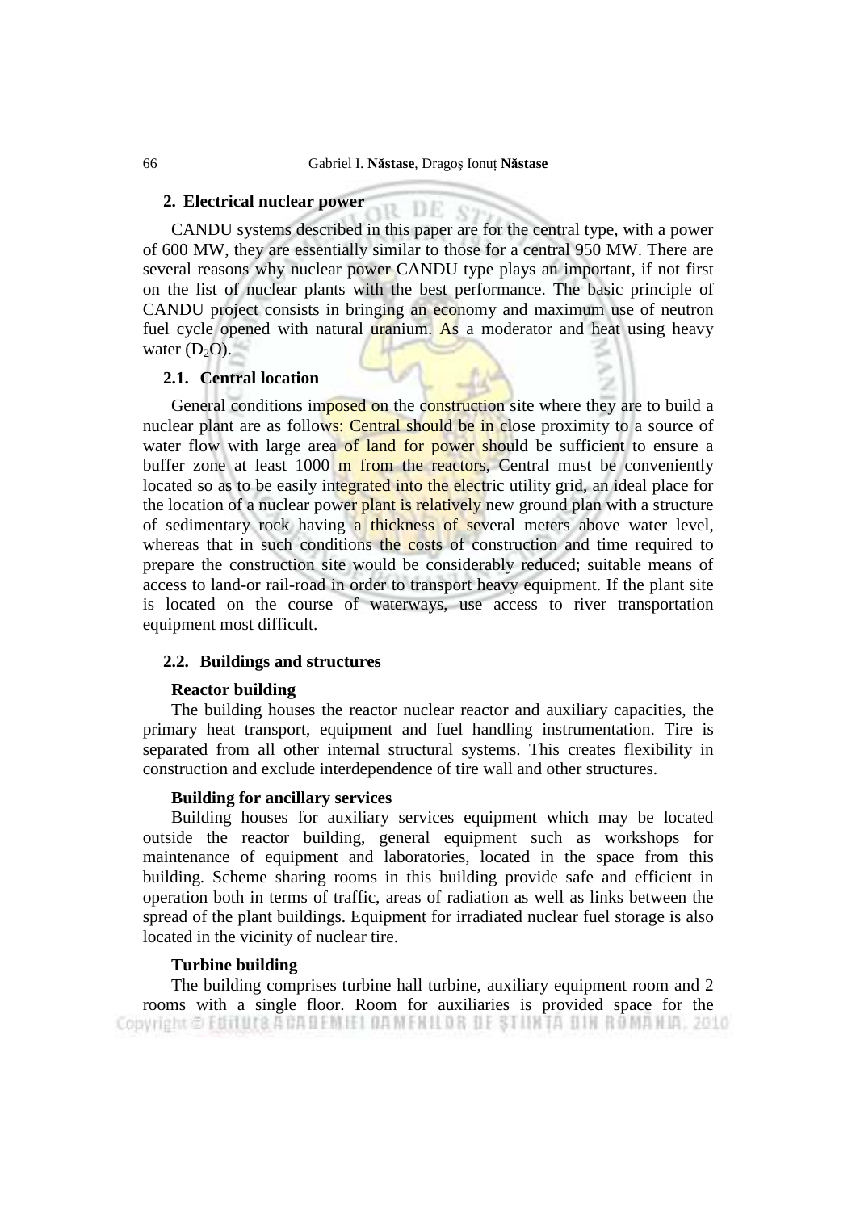## 2. Electrical nuclear power

CANDU systems described in this paper are for the central type, with a power of 600 MW, they are essentially similar to those for a central 950 MW. There are several reasons why nuclear power CANDU type plays an important, if not first on the list of nuclear plants with the best performance. The basic principle of CANDU project consists in bringing an economy and maximum use of neutron fuel cycle opened with natural uranium. As a moderator and heat using heavy water ($D_2O$).

### 2.1. Central location

General conditions imposed on the construction site where they are to build a nuclear plant are as follows: Central should be in close proximity to a source of water flow with large area of land for power should be sufficient to ensure a buffer zone at least 1000 m from the reactors, Central must be conveniently located so as to be easily integrated into the electric utility grid, an ideal place for the location of a nuclear power plant is relatively new ground plan with a structure of sedimentary rock having a thickness of several meters above water level, whereas that in such conditions the costs of construction and time required to prepare the construction site would be considerably reduced; suitable means of access to land-or rail-road in order to transport heavy equipment. If the plant site is located on the course of waterways, use access to river transportation equipment most difficult.

### 2.2. Buildings and structures

**Reactor building**

The building houses the reactor nuclear reactor and auxiliary capacities, the primary heat transport, equipment and fuel handling instrumentation. Tire is separated from all other internal structural systems. This creates flexibility in construction and exclude interdependence of tire wall and other structures.

**Building for ancillary services**

Building houses for auxiliary services equipment which may be located outside the reactor building, general equipment such as workshops for maintenance of equipment and laboratories, located in the space from this building. Scheme sharing rooms in this building provide safe and efficient in operation both in terms of traffic, areas of radiation as well as links between the spread of the plant buildings. Equipment for irradiated nuclear fuel storage is also located in the vicinity of nuclear tire.

**Turbine building**

The building comprises turbine hall turbine, auxiliary equipment room and 2 rooms with a single floor. Room for auxiliaries is provided space for the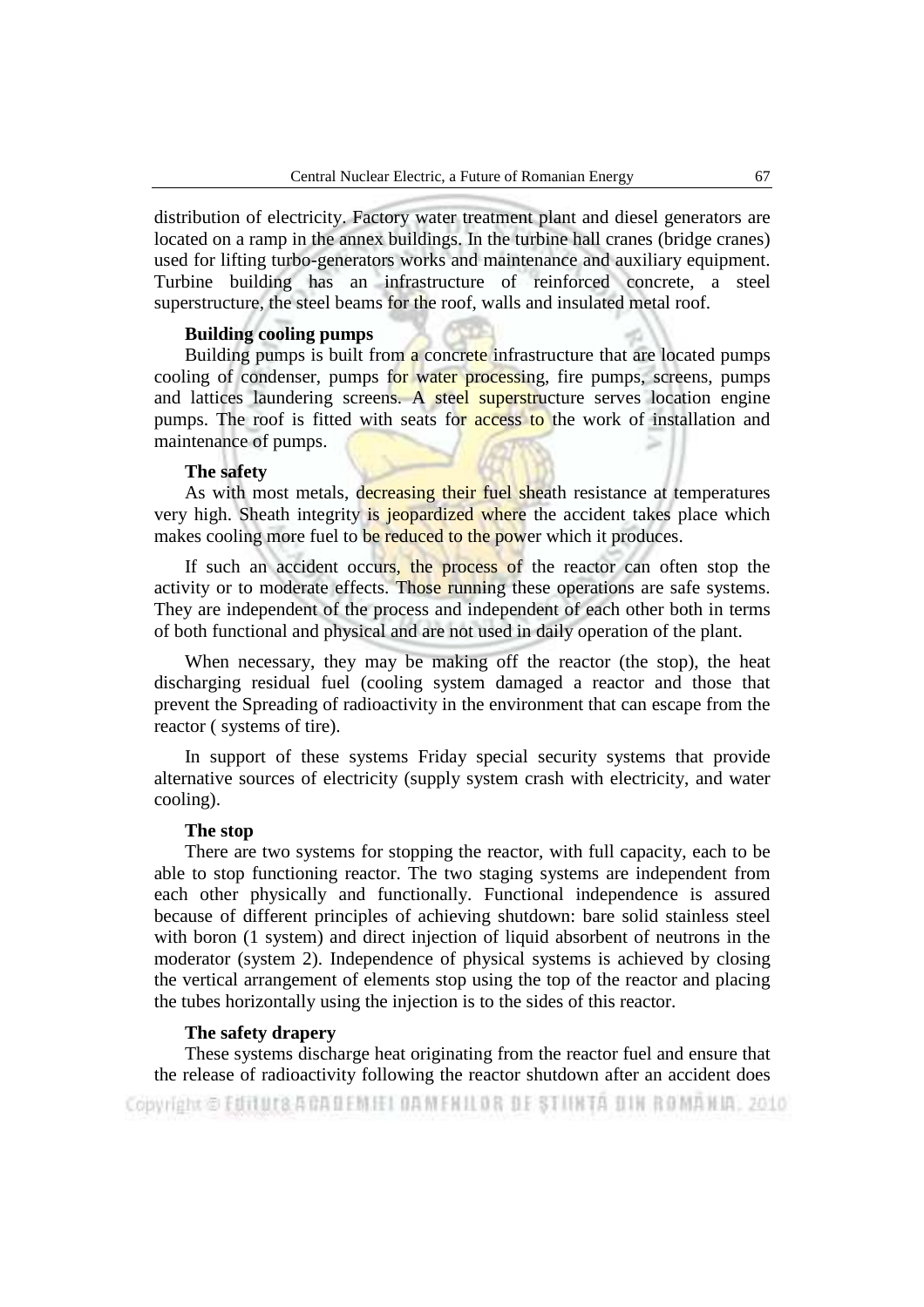distribution of electricity. Factory water treatment plant and diesel generators are located on a ramp in the annex buildings. In the turbine hall cranes (bridge cranes) used for lifting turbo-generators works and maintenance and auxiliary equipment. Turbine building has an infrastructure of reinforced concrete, a steel superstructure, the steel beams for the roof, walls and insulated metal roof.

**Building cooling pumps**

Building pumps is built from a concrete infrastructure that are located pumps cooling of condenser, pumps for water processing, fire pumps, screens, pumps and lattices laundering screens. A steel superstructure serves location engine pumps. The roof is fitted with seats for access to the work of installation and maintenance of pumps.

**The safety**

As with most metals, decreasing their fuel sheath resistance at temperatures very high. Sheath integrity is jeopardized where the accident takes place which makes cooling more fuel to be reduced to the power which it produces.

If such an accident occurs, the process of the reactor can often stop the activity or to moderate effects. Those running these operations are safe systems. They are independent of the process and independent of each other both in terms of both functional and physical and are not used in daily operation of the plant.

When necessary, they may be making off the reactor (the stop), the heat discharging residual fuel (cooling system damaged a reactor and those that prevent the Spreading of radioactivity in the environment that can escape from the reactor ( systems of tire).

In support of these systems Friday special security systems that provide alternative sources of electricity (supply system crash with electricity, and water cooling).

**The stop**

There are two systems for stopping the reactor, with full capacity, each to be able to stop functioning reactor. The two staging systems are independent from each other physically and functionally. Functional independence is assured because of different principles of achieving shutdown: bare solid stainless steel with boron (1 system) and direct injection of liquid absorbent of neutrons in the moderator (system 2). Independence of physical systems is achieved by closing the vertical arrangement of elements stop using the top of the reactor and placing the tubes horizontally using the injection is to the sides of this reactor.

**The safety drapery**

These systems discharge heat originating from the reactor fuel and ensure that the release of radioactivity following the reactor shutdown after an accident does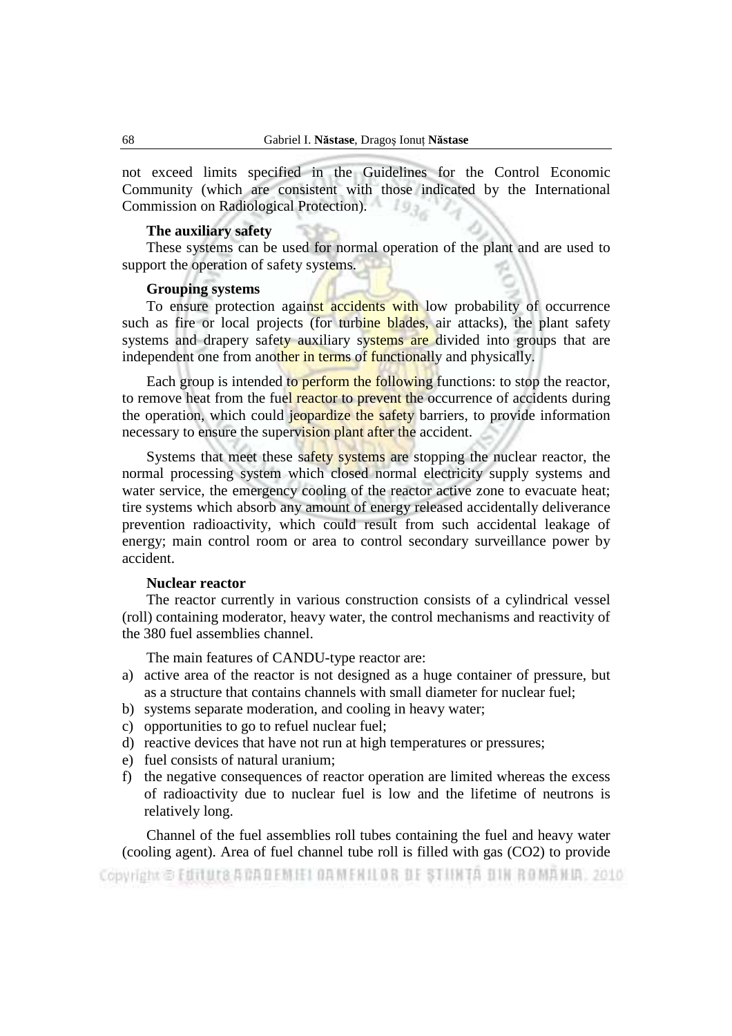not exceed limits specified in the Guidelines for the Control Economic Community (which are consistent with those indicated by the International Commission on Radiological Protection).

**The auxiliary safety**

These systems can be used for normal operation of the plant and are used to support the operation of safety systems.

**Grouping systems**

To ensure protection against accidents with low probability of occurrence such as fire or local projects (for turbine blades, air attacks), the plant safety systems and drapery safety auxiliary systems are divided into groups that are independent one from another in terms of functionally and physically.

Each group is intended to perform the following functions: to stop the reactor, to remove heat from the fuel reactor to prevent the occurrence of accidents during the operation, which could jeopardize the safety barriers, to provide information necessary to ensure the supervision plant after the accident.

Systems that meet these safety systems are stopping the nuclear reactor, the normal processing system which closed normal electricity supply systems and water service, the emergency cooling of the reactor active zone to evacuate heat; tire systems which absorb any amount of energy released accidentally deliverance prevention radioactivity, which could result from such accidental leakage of energy; main control room or area to control secondary surveillance power by accident.

**Nuclear reactor**

The reactor currently in various construction consists of a cylindrical vessel (roll) containing moderator, heavy water, the control mechanisms and reactivity of the 380 fuel assemblies channel.

The main features of CANDU-type reactor are:

a) active area of the reactor is not designed as a huge container of pressure, but as a structure that contains channels with small diameter for nuclear fuel;
b) systems separate moderation, and cooling in heavy water;
c) opportunities to go to refuel nuclear fuel;
d) reactive devices that have not run at high temperatures or pressures;
e) fuel consists of natural uranium;
f) the negative consequences of reactor operation are limited whereas the excess of radioactivity due to nuclear fuel is low and the lifetime of neutrons is relatively long.

Channel of the fuel assemblies roll tubes containing the fuel and heavy water (cooling agent). Area of fuel channel tube roll is filled with gas ($CO_2$) to provide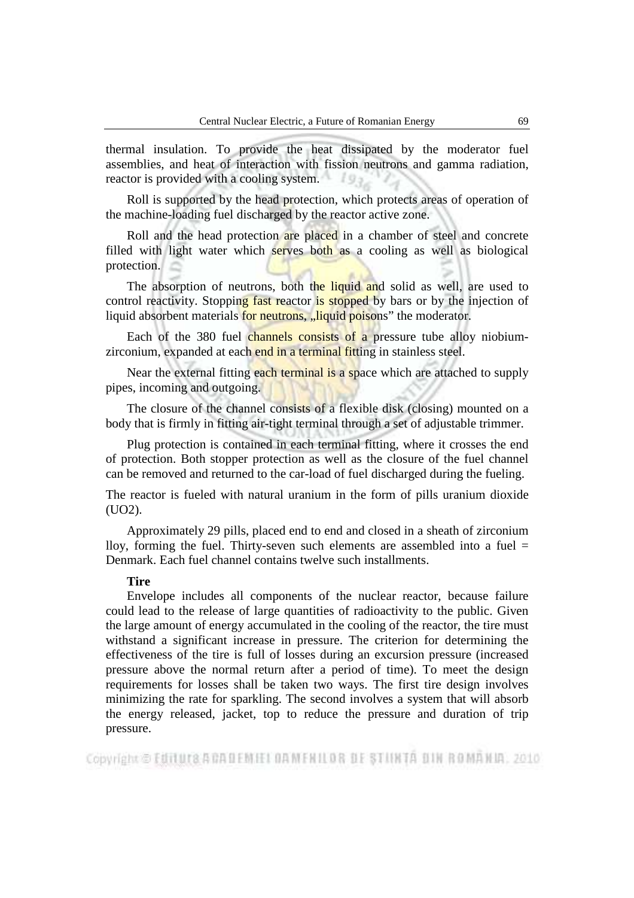thermal insulation. To provide the heat dissipated by the moderator fuel assemblies, and heat of interaction with fission neutrons and gamma radiation, reactor is provided with a cooling system.

Roll is supported by the head protection, which protects areas of operation of the machine-loading fuel discharged by the reactor active zone.

Roll and the head protection are placed in a chamber of steel and concrete filled with light water which serves both as a cooling as well as biological protection.

The absorption of neutrons, both the liquid and solid as well, are used to control reactivity. Stopping fast reactor is stopped by bars or by the injection of liquid absorbent materials for neutrons, „liquid poisons" the moderator.

Each of the 380 fuel channels consists of a pressure tube alloy niobium-zirconium, expanded at each end in a terminal fitting in stainless steel.

Near the external fitting each terminal is a space which are attached to supply pipes, incoming and outgoing.

The closure of the channel consists of a flexible disk (closing) mounted on a body that is firmly in fitting air-tight terminal through a set of adjustable trimmer.

Plug protection is contained in each terminal fitting, where it crosses the end of protection. Both stopper protection as well as the closure of the fuel channel can be removed and returned to the car-load of fuel discharged during the fueling.

The reactor is fueled with natural uranium in the form of pills uranium dioxide ($UO_2$).

Approximately 29 pills, placed end to end and closed in a sheath of zirconium lloy, forming the fuel. Thirty-seven such elements are assembled into a fuel = Denmark. Each fuel channel contains twelve such installments.

**Tire**

Envelope includes all components of the nuclear reactor, because failure could lead to the release of large quantities of radioactivity to the public. Given the large amount of energy accumulated in the cooling of the reactor, the tire must withstand a significant increase in pressure. The criterion for determining the effectiveness of the tire is full of losses during an excursion pressure (increased pressure above the normal return after a period of time). To meet the design requirements for losses shall be taken two ways. The first tire design involves minimizing the rate for sparkling. The second involves a system that will absorb the energy released, jacket, top to reduce the pressure and duration of trip pressure.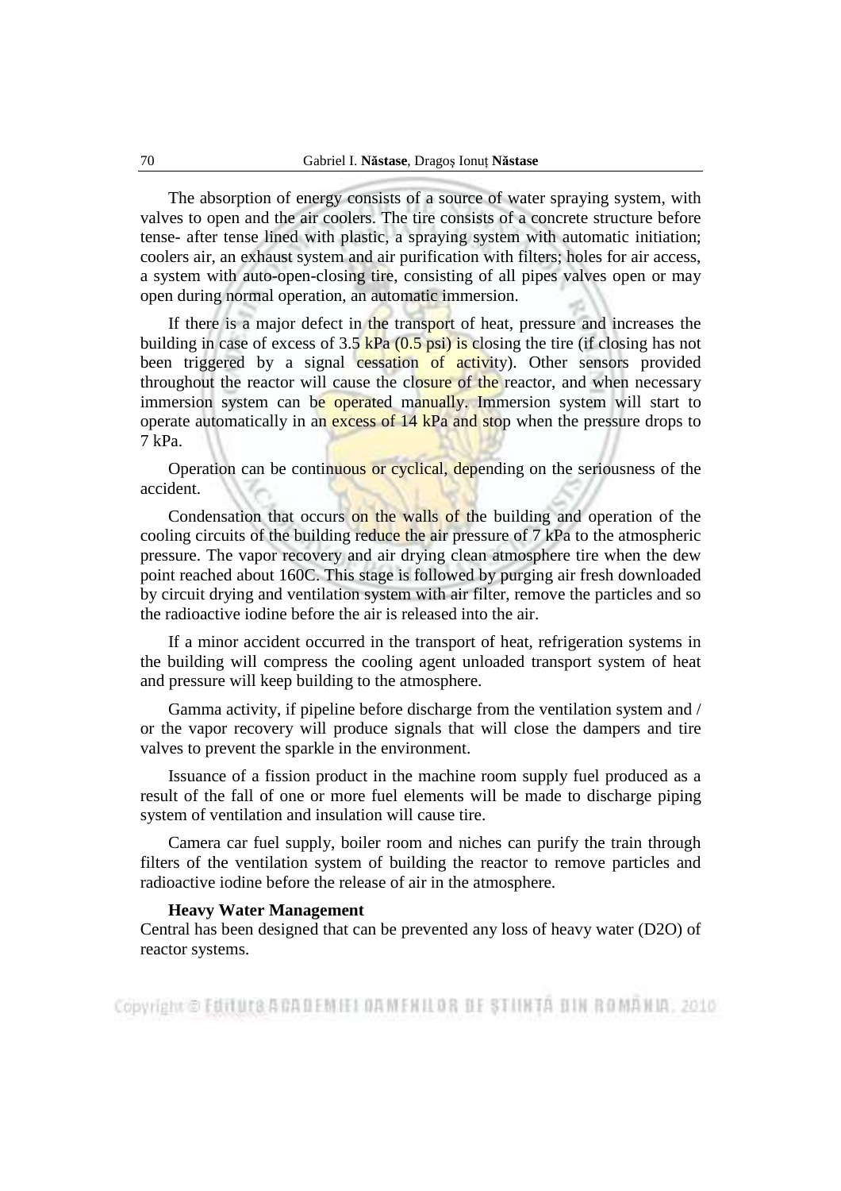The absorption of energy consists of a source of water spraying system, with valves to open and the air coolers. The tire consists of a concrete structure before tense- after tense lined with plastic, a spraying system with automatic initiation; coolers air, an exhaust system and air purification with filters; holes for air access, a system with auto-open-closing tire, consisting of all pipes valves open or may open during normal operation, an automatic immersion.

If there is a major defect in the transport of heat, pressure and increases the building in case of excess of 3.5 kPa (0.5 psi) is closing the tire (if closing has not been triggered by a signal cessation of activity). Other sensors provided throughout the reactor will cause the closure of the reactor, and when necessary immersion system can be operated manually. Immersion system will start to operate automatically in an excess of 14 kPa and stop when the pressure drops to 7 kPa.

Operation can be continuous or cyclical, depending on the seriousness of the accident.

Condensation that occurs on the walls of the building and operation of the cooling circuits of the building reduce the air pressure of 7 kPa to the atmospheric pressure. The vapor recovery and air drying clean atmosphere tire when the dew point reached about 160C. This stage is followed by purging air fresh downloaded by circuit drying and ventilation system with air filter, remove the particles and so the radioactive iodine before the air is released into the air.

If a minor accident occurred in the transport of heat, refrigeration systems in the building will compress the cooling agent unloaded transport system of heat and pressure will keep building to the atmosphere.

Gamma activity, if pipeline before discharge from the ventilation system and / or the vapor recovery will produce signals that will close the dampers and tire valves to prevent the sparkle in the environment.

Issuance of a fission product in the machine room supply fuel produced as a result of the fall of one or more fuel elements will be made to discharge piping system of ventilation and insulation will cause tire.

Camera car fuel supply, boiler room and niches can purify the train through filters of the ventilation system of building the reactor to remove particles and radioactive iodine before the release of air in the atmosphere.

**Heavy Water Management**

Central has been designed that can be prevented any loss of heavy water ($D_2O$) of reactor systems.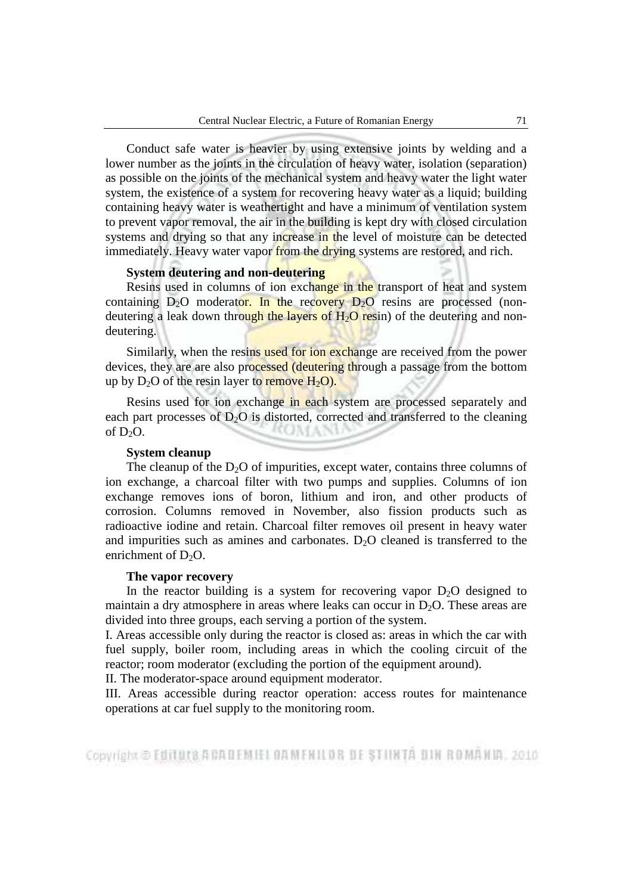Conduct safe water is heavier by using extensive joints by welding and a lower number as the joints in the circulation of heavy water, isolation (separation) as possible on the joints of the mechanical system and heavy water the light water system, the existence of a system for recovering heavy water as a liquid; building containing heavy water is weathertight and have a minimum of ventilation system to prevent vapor removal, the air in the building is kept dry with closed circulation systems and drying so that any increase in the level of moisture can be detected immediately. Heavy water vapor from the drying systems are restored, and rich.

**System deutering and non-deutering**

Resins used in columns of ion exchange in the transport of heat and system containing $D_2O$ moderator. In the recovery $D_2O$ resins are processed (non-deutering a leak down through the layers of $H_2O$ resin) of the deutering and non-deutering.

Similarly, when the resins used for ion exchange are received from the power devices, they are are also processed (deutering through a passage from the bottom up by $D_2O$ of the resin layer to remove $H_2O$).

Resins used for ion exchange in each system are processed separately and each part processes of $D_2O$ is distorted, corrected and transferred to the cleaning of $D_2O$.

**System cleanup**

The cleanup of the $D_2O$ of impurities, except water, contains three columns of ion exchange, a charcoal filter with two pumps and supplies. Columns of ion exchange removes ions of boron, lithium and iron, and other products of corrosion. Columns removed in November, also fission products such as radioactive iodine and retain. Charcoal filter removes oil present in heavy water and impurities such as amines and carbonates. $D_2O$ cleaned is transferred to the enrichment of $D_2O$.

**The vapor recovery**

In the reactor building is a system for recovering vapor $D_2O$ designed to maintain a dry atmosphere in areas where leaks can occur in $D_2O$. These areas are divided into three groups, each serving a portion of the system.

I. Areas accessible only during the reactor is closed as: areas in which the car with fuel supply, boiler room, including areas in which the cooling circuit of the reactor; room moderator (excluding the portion of the equipment around).

II. The moderator-space around equipment moderator.

III. Areas accessible during reactor operation: access routes for maintenance operations at car fuel supply to the monitoring room.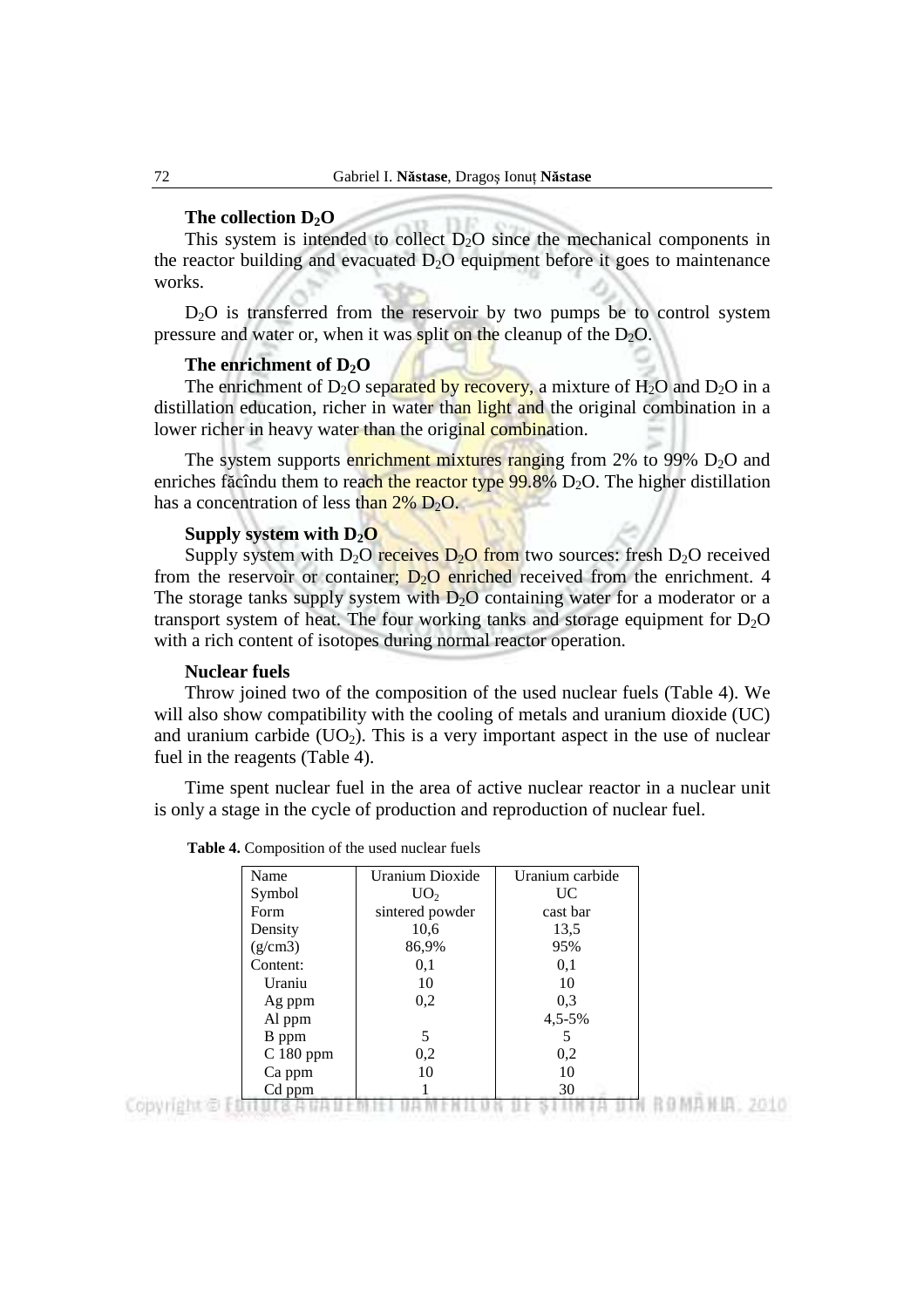**The collection $D_2O$**

This system is intended to collect $D_2O$ since the mechanical components in the reactor building and evacuated $D_2O$ equipment before it goes to maintenance works.

$D_2O$ is transferred from the reservoir by two pumps be to control system pressure and water or, when it was split on the cleanup of the $D_2O$.

**The enrichment of $D_2O$**

The enrichment of $D_2O$ separated by recovery, a mixture of $H_2O$ and $D_2O$ in a distillation education, richer in water than light and the original combination in a lower richer in heavy water than the original combination.

The system supports enrichment mixtures ranging from 2% to 99% $D_2O$ and enriches făcîndu them to reach the reactor type 99.8% $D_2O$. The higher distillation has a concentration of less than 2% $D_2O$.

**Supply system with $D_2O$**

Supply system with $D_2O$ receives $D_2O$ from two sources: fresh $D_2O$ received from the reservoir or container; $D_2O$ enriched received from the enrichment. 4 The storage tanks supply system with $D_2O$ containing water for a moderator or a transport system of heat. The four working tanks and storage equipment for $D_2O$ with a rich content of isotopes during normal reactor operation.

**Nuclear fuels**

Throw joined two of the composition of the used nuclear fuels (Table 4). We will also show compatibility with the cooling of metals and uranium dioxide (UC) and uranium carbide ($UO_2$). This is a very important aspect in the use of nuclear fuel in the reagents (Table 4).

Time spent nuclear fuel in the area of active nuclear reactor in a nuclear unit is only a stage in the cycle of production and reproduction of nuclear fuel.

**Table 4.** Composition of the used nuclear fuels

| Name | Uranium Dioxide | Uranium carbide |
|---|---|---|
| Symbol | $UO_2$ | UC |
| Form | sintered powder | cast bar |
| Density | 10,6 | 13,5 |
| (g/cm3) | 86,9% | 95% |
| Content: | 0,1 | 0,1 |
| Uraniu | 10 | 10 |
| Ag ppm | 0,2 | 0,3 |
| Al ppm | | 4,5-5% |
| B ppm | 5 | 5 |
| C 180 ppm | 0,2 | 0,2 |
| Ca ppm | 10 | 10 |
| Cd ppm | 1 | 30 |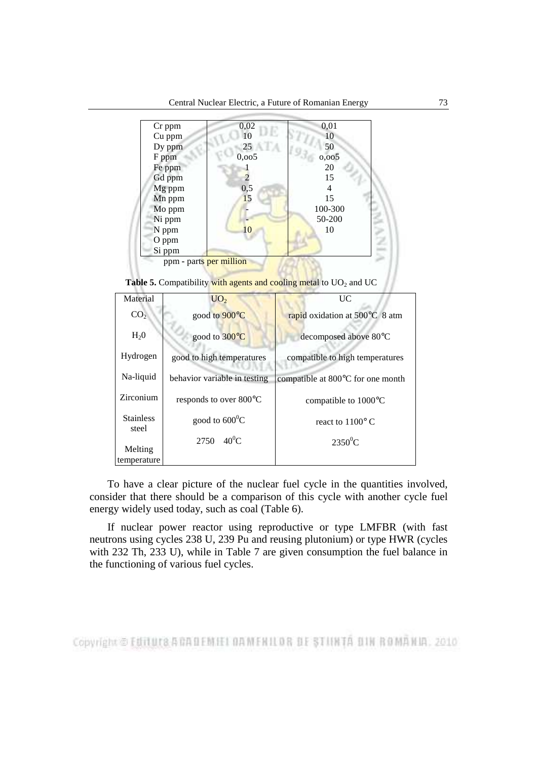| Cr ppm | 0,02 | 0,01 |
|---|---|---|
| Cu ppm | 10 | 10 |
| Dy ppm | 25 | 50 |
| F ppm | 0,oo5 | o,oo5 |
| Fe ppm | 1 | 20 |
| Gd ppm | 2 | 15 |
| Mg ppm | 0,5 | 4 |
| Mn ppm | 15 | 15 |
| Mo ppm | - | 100-300 |
| Ni ppm | - | 50-200 |
| N ppm | 10 | 10 |
| O ppm | | |
| Si ppm | | |

ppm - parts per million

**Table 5.** Compatibility with agents and cooling metal to $UO_2$ and UC

| Material | $UO_2$ | UC |
|---|---|---|
| $CO_2$ | good to 900°C | rapid oxidation at 500°C 8 atm |
| $H_20$ | good to 300°C | decomposed above 80°C |
| Hydrogen | good to high temperatures | compatible to high temperatures |
| Na-liquid | behavior variable in testing | compatible at 800°C for one month |
| Zirconium | responds to over 800°C | compatible to 1000°C |
| Stainless steel | good to $600^0$C | react to 1100° C |
| Melting temperature | 2750 $40^0$C | $2350^0$C |

To have a clear picture of the nuclear fuel cycle in the quantities involved, consider that there should be a comparison of this cycle with another cycle fuel energy widely used today, such as coal (Table 6).

If nuclear power reactor using reproductive or type LMFBR (with fast neutrons using cycles 238 U, 239 Pu and reusing plutonium) or type HWR (cycles with 232 Th, 233 U), while in Table 7 are given consumption the fuel balance in the functioning of various fuel cycles.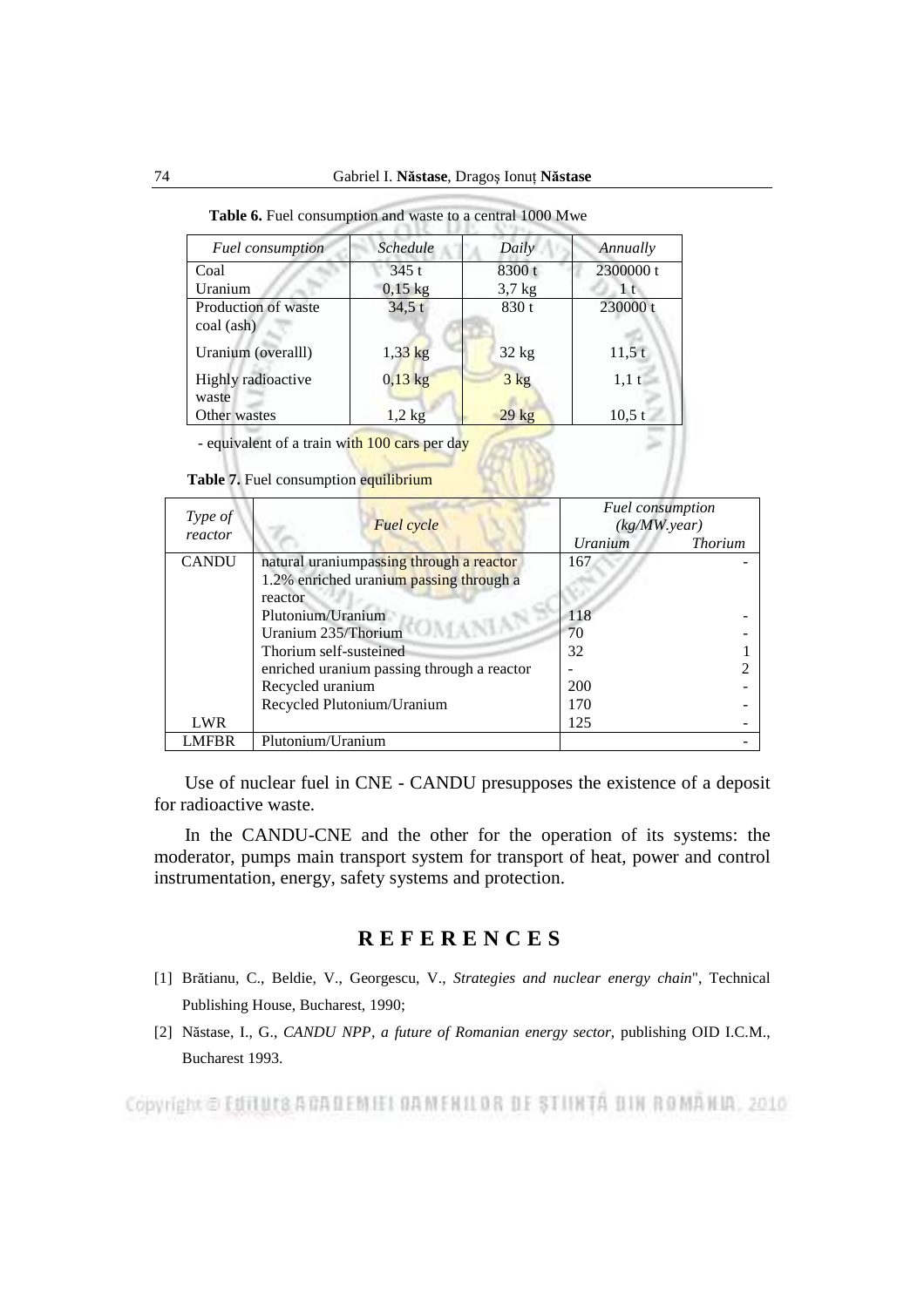**Table 6.** Fuel consumption and waste to a central 1000 Mwe

| *Fuel consumption* | *Schedule* | *Daily* | *Annually* |
|---|---|---|---|
| Coal | 345 t | 8300 t | 2300000 t |
| Uranium | 0,15 kg | 3,7 kg | 1 t |
| Production of waste coal (ash) | 34,5 t | 830 t | 230000 t |
| Uranium (overalll) | 1,33 kg | 32 kg | 11,5 t |
| Highly radioactive waste | 0,13 kg | 3 kg | 1,1 t |
| Other wastes | 1,2 kg | 29 kg | 10,5 t |

- equivalent of a train with 100 cars per day

**Table 7.** Fuel consumption equilibrium

| *Type of reactor* | *Fuel cycle* | *Fuel consumption (kg/MW.year)* | |
|---|---|---|---|
| | | *Uranium* | *Thorium* |
| CANDU | natural uraniumpassing through a reactor | 167 | - |
| | 1.2% enriched uranium passing through a reactor | | |
| | Plutonium/Uranium | 118 | - |
| | Uranium 235/Thorium | 70 | - |
| | Thorium self-susteined | 32 | 1 |
| | enriched uranium passing through a reactor | - | 2 |
| | Recycled uranium | 200 | - |
| | Recycled Plutonium/Uranium | 170 | - |
| LWR | | 125 | - |
| LMFBR | Plutonium/Uranium | | - |

Use of nuclear fuel in CNE - CANDU presupposes the existence of a deposit for radioactive waste.

In the CANDU-CNE and the other for the operation of its systems: the moderator, pumps main transport system for transport of heat, power and control instrumentation, energy, safety systems and protection.

## REFERENCES

[1] Brătianu, C., Beldie, V., Georgescu, V., *Strategies and nuclear energy chain*", Technical Publishing House, Bucharest, 1990;

[2] Năstase, I., G., *CANDU NPP, a future of Romanian energy sector*, publishing OID I.C.M., Bucharest 1993.